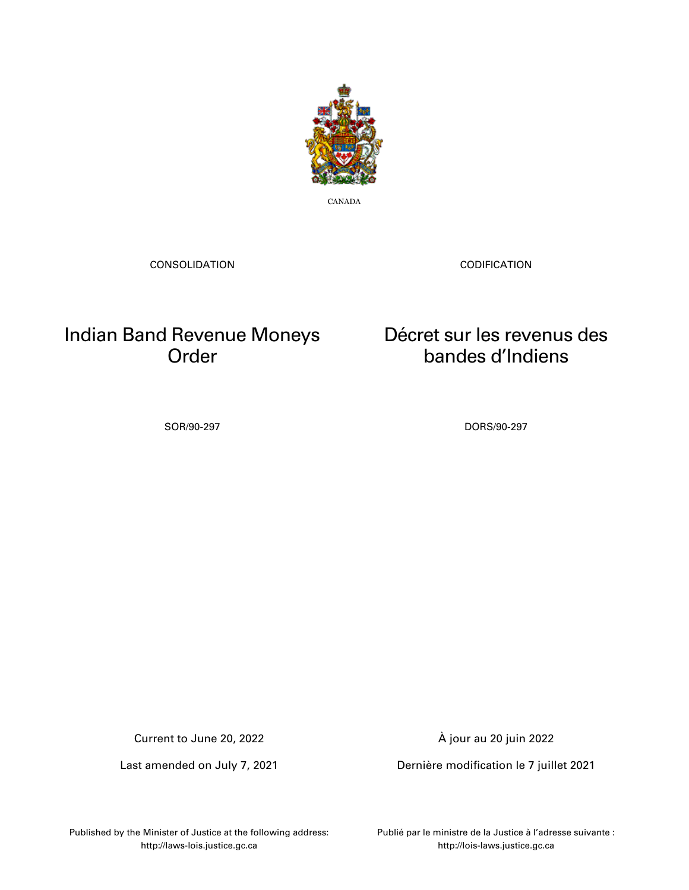CANADA

CONSOLIDATION

CODIFICATION

# Indian Band Revenue Moneys Order

# Décret sur les revenus des bandes d'Indiens

SOR/90-297

DORS/90-297

Current to June 20, 2022

Last amended on July 7, 2021

À jour au 20 juin 2022

Dernière modification le 7 juillet 2021

Published by the Minister of Justice at the following address: http://laws-lois.justice.gc.ca

Publié par le ministre de la Justice à l'adresse suivante : http://lois-laws.justice.gc.ca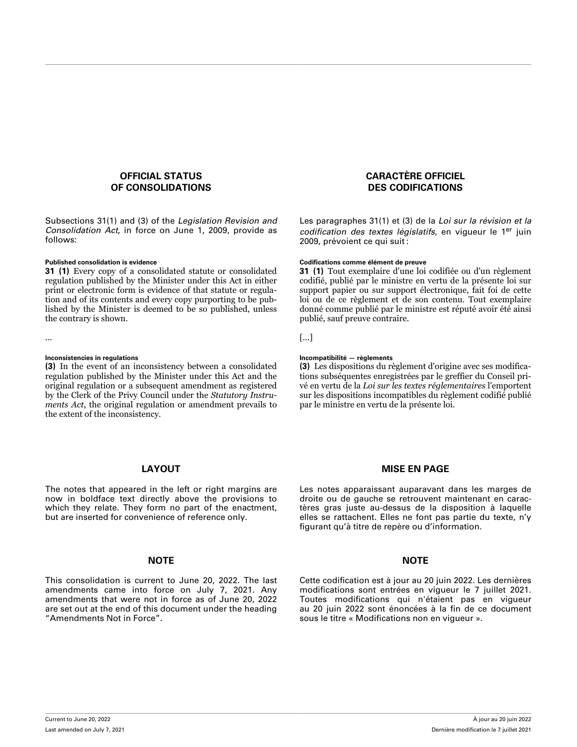## OFFICIAL STATUS OF CONSOLIDATIONS

Subsections 31(1) and (3) of the *Legislation Revision and Consolidation Act*, in force on June 1, 2009, provide as follows:

**Published consolidation is evidence**

**31 (1)** Every copy of a consolidated statute or consolidated regulation published by the Minister under this Act in either print or electronic form is evidence of that statute or regulation and of its contents and every copy purporting to be published by the Minister is deemed to be so published, unless the contrary is shown.

...

**Inconsistencies in regulations**

**(3)** In the event of an inconsistency between a consolidated regulation published by the Minister under this Act and the original regulation or a subsequent amendment as registered by the Clerk of the Privy Council under the *Statutory Instruments Act*, the original regulation or amendment prevails to the extent of the inconsistency.

## LAYOUT

The notes that appeared in the left or right margins are now in boldface text directly above the provisions to which they relate. They form no part of the enactment, but are inserted for convenience of reference only.

## NOTE

This consolidation is current to June 20, 2022. The last amendments came into force on July 7, 2021. Any amendments that were not in force as of June 20, 2022 are set out at the end of this document under the heading “Amendments Not in Force”.

## CARACTÈRE OFFICIEL DES CODIFICATIONS

Les paragraphes 31(1) et (3) de la *Loi sur la révision et la codification des textes législatifs*, en vigueur le 1er juin 2009, prévoient ce qui suit :

**Codifications comme élément de preuve**

**31 (1)** Tout exemplaire d'une loi codifiée ou d'un règlement codifié, publié par le ministre en vertu de la présente loi sur support papier ou sur support électronique, fait foi de cette loi ou de ce règlement et de son contenu. Tout exemplaire donné comme publié par le ministre est réputé avoir été ainsi publié, sauf preuve contraire.

[...]

**Incompatibilité — règlements**

**(3)** Les dispositions du règlement d'origine avec ses modifications subséquentes enregistrées par le greffier du Conseil privé en vertu de la *Loi sur les textes réglementaires* l'emportent sur les dispositions incompatibles du règlement codifié publié par le ministre en vertu de la présente loi.

## MISE EN PAGE

Les notes apparaissant auparavant dans les marges de droite ou de gauche se retrouvent maintenant en caractères gras juste au-dessus de la disposition à laquelle elles se rattachent. Elles ne font pas partie du texte, n’y figurant qu’à titre de repère ou d’information.

## NOTE

Cette codification est à jour au 20 juin 2022. Les dernières modifications sont entrées en vigueur le 7 juillet 2021. Toutes modifications qui n'étaient pas en vigueur au 20 juin 2022 sont énoncées à la fin de ce document sous le titre « Modifications non en vigueur ».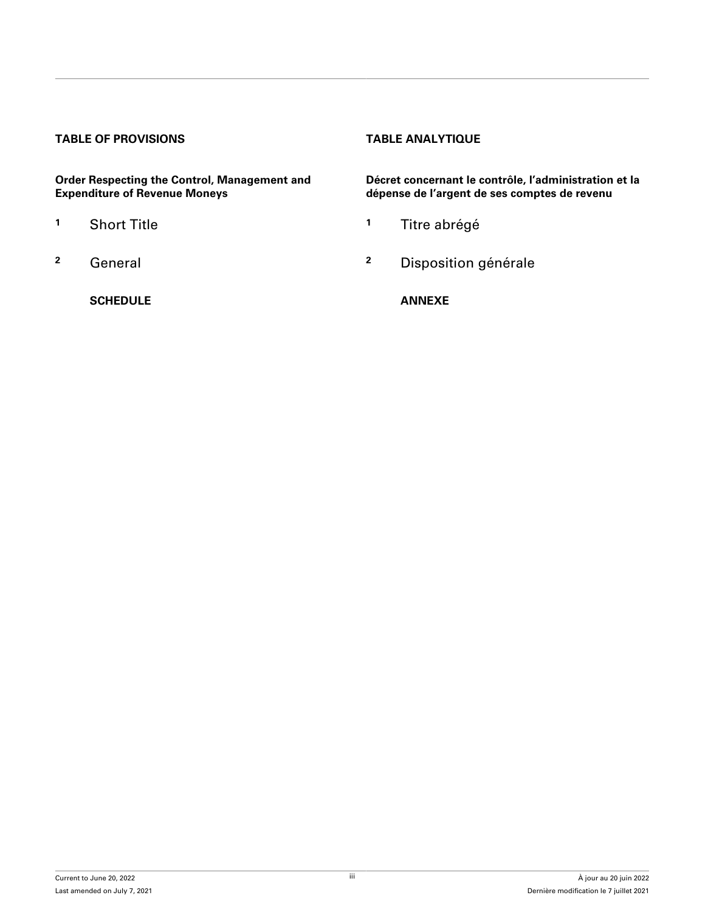## TABLE OF PROVISIONS

**Order Respecting the Control, Management and Expenditure of Revenue Moneys**

1 Short Title

2 General

**SCHEDULE**

## TABLE ANALYTIQUE

**Décret concernant le contrôle, l'administration et la dépense de l'argent de ses comptes de revenu**

1 Titre abrégé

2 Disposition générale

**ANNEXE**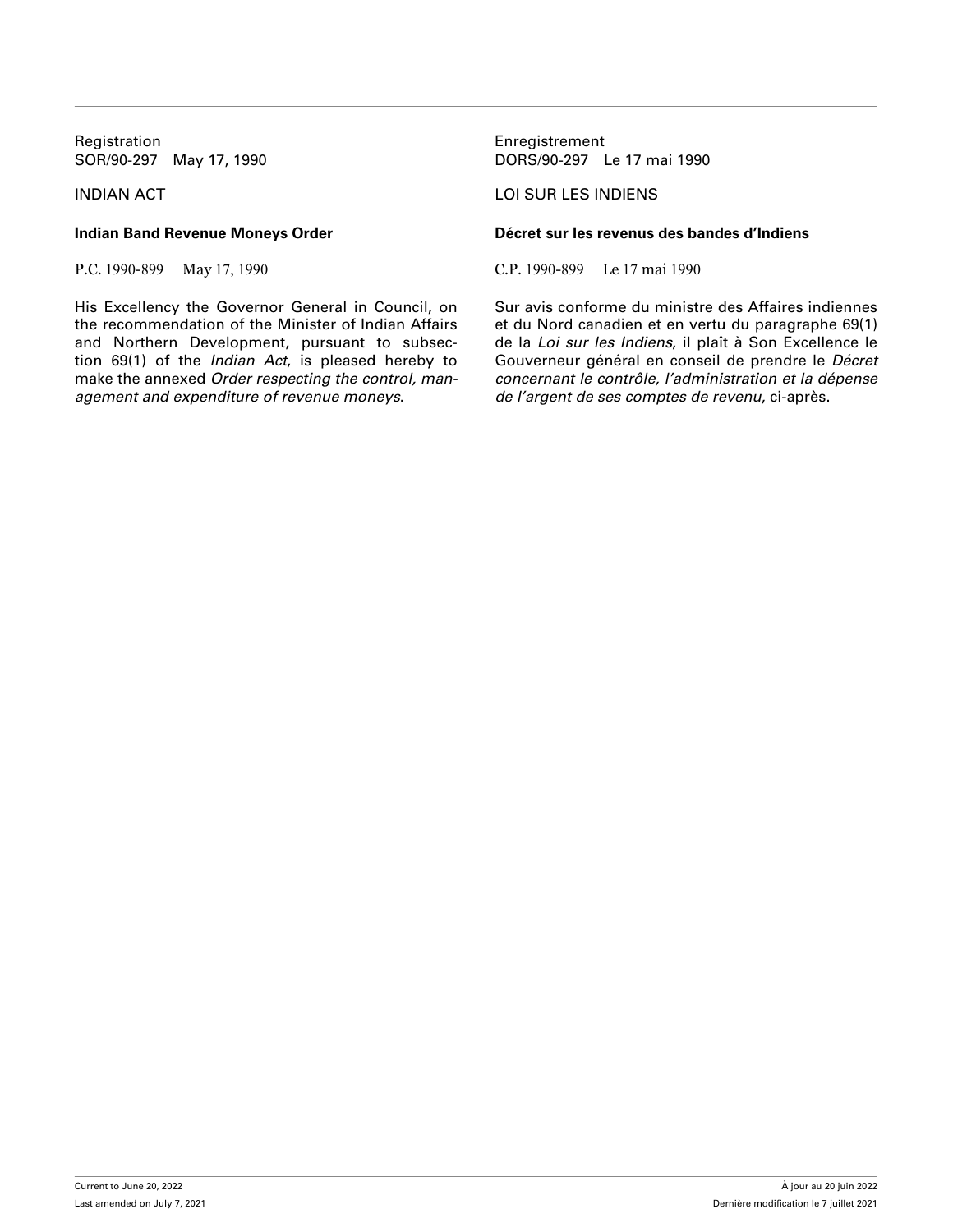Registration
SOR/90-297 May 17, 1990

INDIAN ACT

**Indian Band Revenue Moneys Order**

P.C. 1990-899 May 17, 1990

His Excellency the Governor General in Council, on the recommendation of the Minister of Indian Affairs and Northern Development, pursuant to subsection 69(1) of the *Indian Act*, is pleased hereby to make the annexed *Order respecting the control, management and expenditure of revenue moneys*.

Enregistrement
DORS/90-297 Le 17 mai 1990

LOI SUR LES INDIENS

**Décret sur les revenus des bandes d'Indiens**

C.P. 1990-899 Le 17 mai 1990

Sur avis conforme du ministre des Affaires indiennes et du Nord canadien et en vertu du paragraphe 69(1) de la *Loi sur les Indiens*, il plaît à Son Excellence le Gouverneur général en conseil de prendre le *Décret concernant le contrôle, l'administration et la dépense de l'argent de ses comptes de revenu*, ci-après.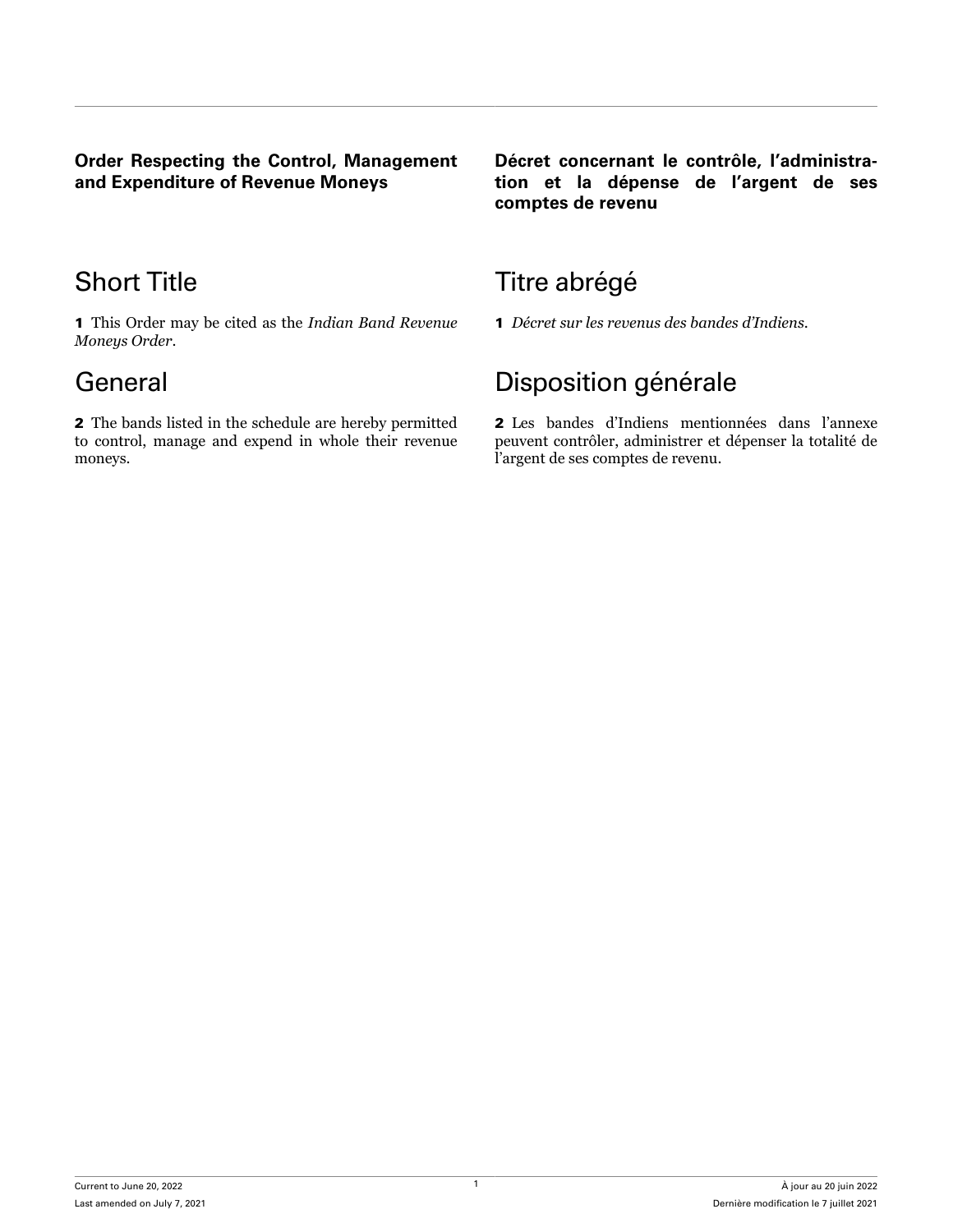**Order Respecting the Control, Management and Expenditure of Revenue Moneys**

## Short Title

**1** This Order may be cited as the *Indian Band Revenue Moneys Order*.

## General

**2** The bands listed in the schedule are hereby permitted to control, manage and expend in whole their revenue moneys.

**Décret concernant le contrôle, l'administration et la dépense de l'argent de ses comptes de revenu**

## Titre abrégé

**1** *Décret sur les revenus des bandes d'Indiens*.

## Disposition générale

**2** Les bandes d'Indiens mentionnées dans l'annexe peuvent contrôler, administrer et dépenser la totalité de l'argent de ses comptes de revenu.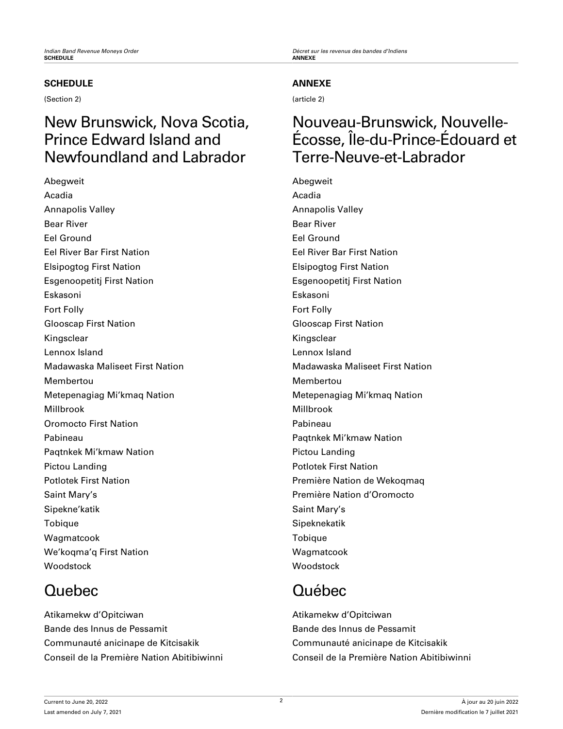## SCHEDULE

(Section 2)

# New Brunswick, Nova Scotia, Prince Edward Island and Newfoundland and Labrador

Abegweit
Acadia
Annapolis Valley
Bear River
Eel Ground
Eel River Bar First Nation
Elsipogtog First Nation
Esgenoopetitj First Nation
Eskasoni
Fort Folly
Glooscap First Nation
Kingsclear
Lennox Island
Madawaska Maliseet First Nation
Membertou
Metepenagiag Mi'kmaq Nation
Millbrook
Oromocto First Nation
Pabineau
Paqtnkek Mi'kmaw Nation
Pictou Landing
Potlotek First Nation
Saint Mary's
Sipekne'katik
Tobique
Wagmatcook
We'koqma'q First Nation
Woodstock

# Quebec

Atikamekw d'Opitciwan
Bande des Innus de Pessamit
Communauté anicinape de Kitcisakik
Conseil de la Première Nation Abitibiwinni

## ANNEXE

(article 2)

# Nouveau-Brunswick, Nouvelle-Écosse, Île-du-Prince-Édouard et Terre-Neuve-et-Labrador

Abegweit
Acadia
Annapolis Valley
Bear River
Eel Ground
Eel River Bar First Nation
Elsipogtog First Nation
Esgenoopetitj First Nation
Eskasoni
Fort Folly
Glooscap First Nation
Kingsclear
Lennox Island
Madawaska Maliseet First Nation
Membertou
Metepenagiag Mi'kmaq Nation
Millbrook
Pabineau
Paqtnkek Mi'kmaw Nation
Pictou Landing
Potlotek First Nation
Première Nation de Wekoqmaq
Première Nation d'Oromocto
Saint Mary's
Sipeknekatik
Tobique
Wagmatcook
Woodstock

# Québec

Atikamekw d'Opitciwan
Bande des Innus de Pessamit
Communauté anicinape de Kitcisakik
Conseil de la Première Nation Abitibiwinni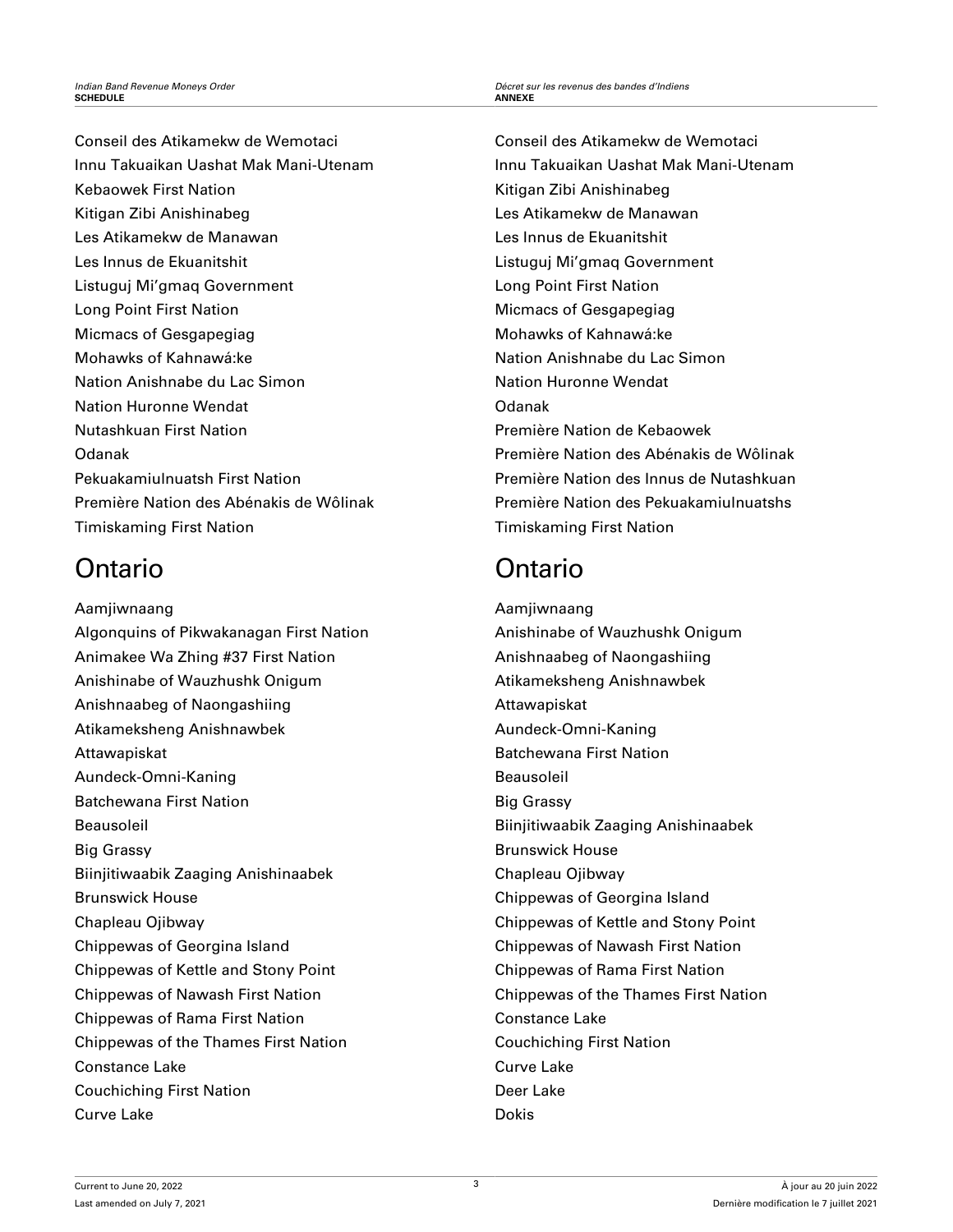Conseil des Atikamekw de Wemotaci
Innu Takuaikan Uashat Mak Mani-Utenam
Kebaowek First Nation
Kitigan Zibi Anishinabeg
Les Atikamekw de Manawan
Les Innus de Ekuanitshit
Listuguj Mi'gmaq Government
Long Point First Nation
Micmacs of Gesgapegiag
Mohawks of Kahnawá:ke
Nation Anishnabe du Lac Simon
Nation Huronne Wendat
Nutashkuan First Nation
Odanak
Pekuakamiulnuatsh First Nation
Première Nation des Abénakis de Wôlinak
Timiskaming First Nation

## Ontario

Aamjiwnaang
Algonquins of Pikwakanagan First Nation
Animakee Wa Zhing #37 First Nation
Anishinabe of Wauzhushk Onigum
Anishnaabeg of Naongashiing
Atikameksheng Anishnawbek
Attawapiskat
Aundeck-Omni-Kaning
Batchewana First Nation
Beausoleil
Big Grassy
Biinjitiwaabik Zaaging Anishinaabek
Brunswick House
Chapleau Ojibway
Chippewas of Georgina Island
Chippewas of Kettle and Stony Point
Chippewas of Nawash First Nation
Chippewas of Rama First Nation
Chippewas of the Thames First Nation
Constance Lake
Couchiching First Nation
Curve Lake

Conseil des Atikamekw de Wemotaci
Innu Takuaikan Uashat Mak Mani-Utenam
Kitigan Zibi Anishinabeg
Les Atikamekw de Manawan
Les Innus de Ekuanitshit
Listuguj Mi'gmaq Government
Long Point First Nation
Micmacs of Gesgapegiag
Mohawks of Kahnawá:ke
Nation Anishnabe du Lac Simon
Nation Huronne Wendat
Odanak
Première Nation de Kebaowek
Première Nation des Abénakis de Wôlinak
Première Nation des Innus de Nutashkuan
Première Nation des Pekuakamiulnuatshs
Timiskaming First Nation

## Ontario

Aamjiwnaang
Anishinabe of Wauzhushk Onigum
Anishnaabeg of Naongashiing
Atikameksheng Anishnawbek
Attawapiskat
Aundeck-Omni-Kaning
Batchewana First Nation
Beausoleil
Big Grassy
Biinjitiwaabik Zaaging Anishinaabek
Brunswick House
Chapleau Ojibway
Chippewas of Georgina Island
Chippewas of Kettle and Stony Point
Chippewas of Nawash First Nation
Chippewas of Rama First Nation
Chippewas of the Thames First Nation
Constance Lake
Couchiching First Nation
Curve Lake
Deer Lake
Dokis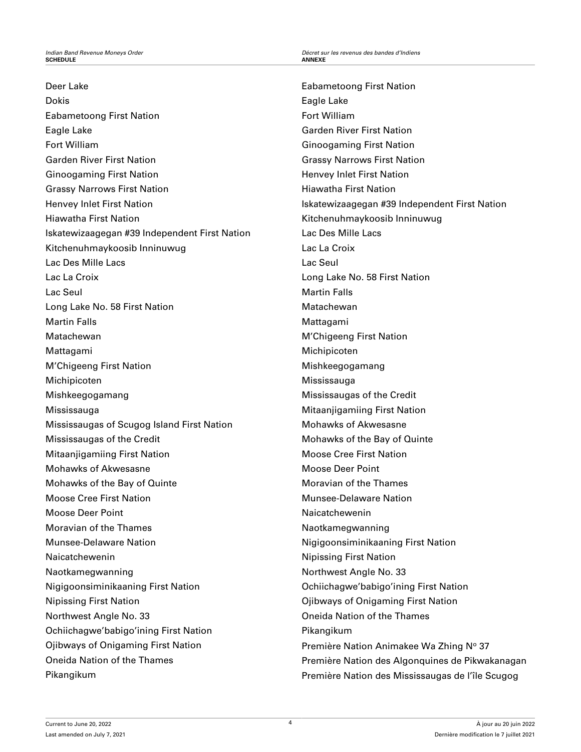Deer Lake

Dokis

Eabametoong First Nation

Eagle Lake

Fort William

Garden River First Nation

Ginoogaming First Nation

Grassy Narrows First Nation

Henvey Inlet First Nation

Hiawatha First Nation

Iskatewizaagegan #39 Independent First Nation

Kitchenuhmaykoosib Inninuwug

Lac Des Mille Lacs

Lac La Croix

Lac Seul

Long Lake No. 58 First Nation

Martin Falls

Matachewan

Mattagami

M'Chigeeng First Nation

Michipicoten

Mishkeegogamang

Mississauga

Mississaugas of Scugog Island First Nation

Mississaugas of the Credit

Mitaanjigamiing First Nation

Mohawks of Akwesasne

Mohawks of the Bay of Quinte

Moose Cree First Nation

Moose Deer Point

Moravian of the Thames

Munsee-Delaware Nation

Naicatchewenin

Naotkamegwanning

Nigigoonsiminikaaning First Nation

Nipissing First Nation

Northwest Angle No. 33

Ochiichagwe'babigo'ining First Nation

Ojibways of Onigaming First Nation

Oneida Nation of the Thames

Pikangikum

Eabametoong First Nation

Eagle Lake

Fort William

Garden River First Nation

Ginoogaming First Nation

Grassy Narrows First Nation

Henvey Inlet First Nation

Hiawatha First Nation

Iskatewizaagegan #39 Independent First Nation

Kitchenuhmaykoosib Inninuwug

Lac Des Mille Lacs

Lac La Croix

Lac Seul

Long Lake No. 58 First Nation

Martin Falls

Matachewan

Mattagami

M'Chigeeng First Nation

Michipicoten

Mishkeegogamang

Mississauga

Mississaugas of the Credit

Mitaanjigamiing First Nation

Mohawks of Akwesasne

Mohawks of the Bay of Quinte

Moose Cree First Nation

Moose Deer Point

Moravian of the Thames

Munsee-Delaware Nation

Naicatchewenin

Naotkamegwanning

Nigigoonsiminikaaning First Nation

Nipissing First Nation

Northwest Angle No. 33

Ochiichagwe'babigo'ining First Nation

Ojibways of Onigaming First Nation

Oneida Nation of the Thames

Pikangikum

Première Nation Animakee Wa Zhing N° 37

Première Nation des Algonquines de Pikwakanagan

Première Nation des Mississaugas de l'île Scugog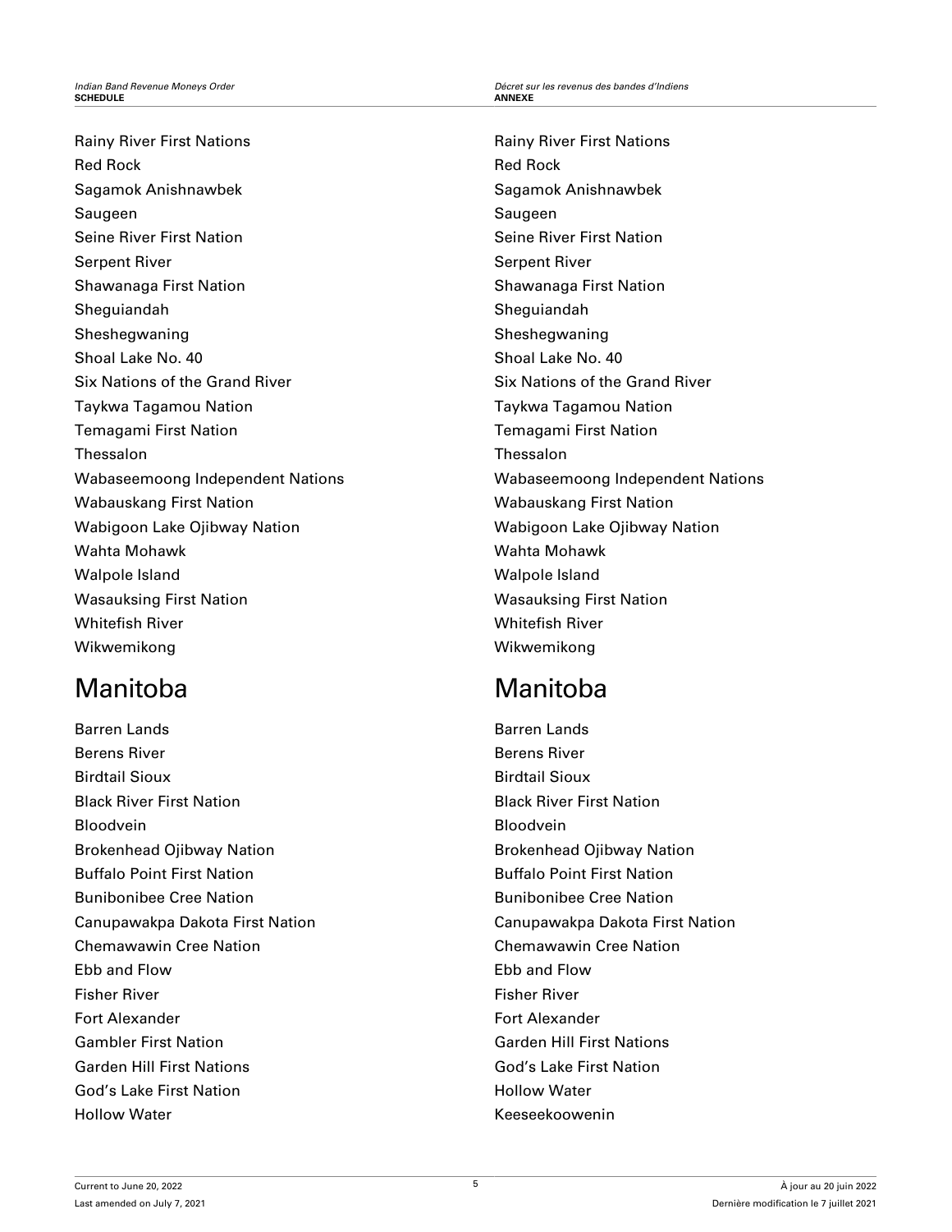Rainy River First Nations
Red Rock
Sagamok Anishnawbek
Saugeen
Seine River First Nation
Serpent River
Shawanaga First Nation
Sheguiandah
Sheshegwaning
Shoal Lake No. 40
Six Nations of the Grand River
Taykwa Tagamou Nation
Temagami First Nation
Thessalon
Wabaseemoong Independent Nations
Wabauskang First Nation
Wabigoon Lake Ojibway Nation
Wahta Mohawk
Walpole Island
Wasauksing First Nation
Whitefish River
Wikwemikong

## Manitoba

Barren Lands
Berens River
Birdtail Sioux
Black River First Nation
Bloodvein
Brokenhead Ojibway Nation
Buffalo Point First Nation
Bunibonibee Cree Nation
Canupawakpa Dakota First Nation
Chemawawin Cree Nation
Ebb and Flow
Fisher River
Fort Alexander
Gambler First Nation
Garden Hill First Nations
God's Lake First Nation
Hollow Water

Rainy River First Nations
Red Rock
Sagamok Anishnawbek
Saugeen
Seine River First Nation
Serpent River
Shawanaga First Nation
Sheguiandah
Sheshegwaning
Shoal Lake No. 40
Six Nations of the Grand River
Taykwa Tagamou Nation
Temagami First Nation
Thessalon
Wabaseemoong Independent Nations
Wabauskang First Nation
Wabigoon Lake Ojibway Nation
Wahta Mohawk
Walpole Island
Wasauksing First Nation
Whitefish River
Wikwemikong

## Manitoba

Barren Lands
Berens River
Birdtail Sioux
Black River First Nation
Bloodvein
Brokenhead Ojibway Nation
Buffalo Point First Nation
Bunibonibee Cree Nation
Canupawakpa Dakota First Nation
Chemawawin Cree Nation
Ebb and Flow
Fisher River
Fort Alexander
Garden Hill First Nations
God's Lake First Nation
Hollow Water
Keeseekoowenin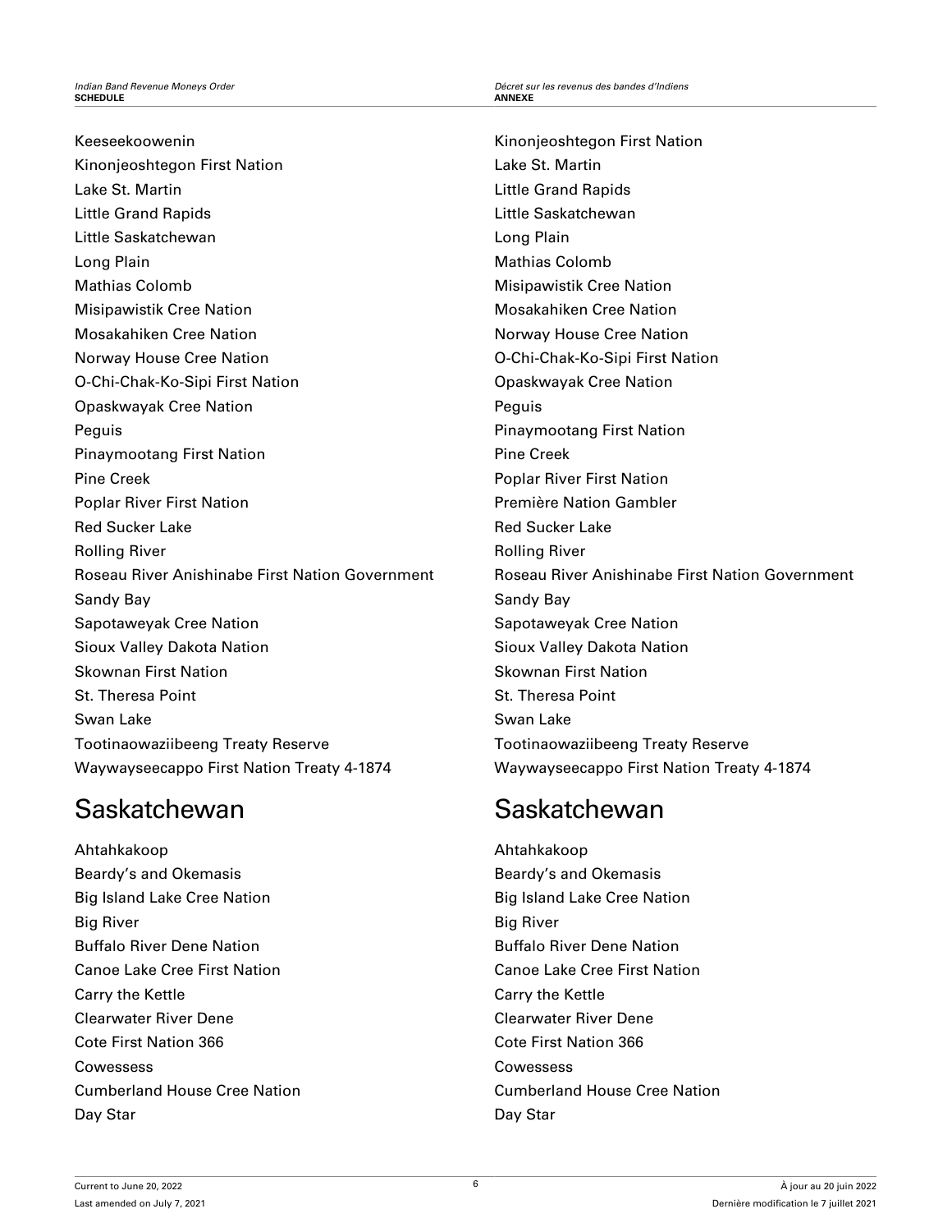Keeseekoowenin
Kinonjeoshtegon First Nation
Lake St. Martin
Little Grand Rapids
Little Saskatchewan
Long Plain
Mathias Colomb
Misipawistik Cree Nation
Mosakahiken Cree Nation
Norway House Cree Nation
O-Chi-Chak-Ko-Sipi First Nation
Opaskwayak Cree Nation
Peguis
Pinaymootang First Nation
Pine Creek
Poplar River First Nation
Red Sucker Lake
Rolling River
Roseau River Anishinabe First Nation Government
Sandy Bay
Sapotaweyak Cree Nation
Sioux Valley Dakota Nation
Skownan First Nation
St. Theresa Point
Swan Lake
Tootinaowaziibeeng Treaty Reserve
Waywayseecappo First Nation Treaty 4-1874

## Saskatchewan

Ahtahkakoop
Beardy's and Okemasis
Big Island Lake Cree Nation
Big River
Buffalo River Dene Nation
Canoe Lake Cree First Nation
Carry the Kettle
Clearwater River Dene
Cote First Nation 366
Cowessess
Cumberland House Cree Nation
Day Star

Kinonjeoshtegon First Nation
Lake St. Martin
Little Grand Rapids
Little Saskatchewan
Long Plain
Mathias Colomb
Misipawistik Cree Nation
Mosakahiken Cree Nation
Norway House Cree Nation
O-Chi-Chak-Ko-Sipi First Nation
Opaskwayak Cree Nation
Peguis
Pinaymootang First Nation
Pine Creek
Poplar River First Nation
Première Nation Gambler
Red Sucker Lake
Rolling River
Roseau River Anishinabe First Nation Government
Sandy Bay
Sapotaweyak Cree Nation
Sioux Valley Dakota Nation
Skownan First Nation
St. Theresa Point
Swan Lake
Tootinaowaziibeeng Treaty Reserve
Waywayseecappo First Nation Treaty 4-1874

## Saskatchewan

Ahtahkakoop
Beardy's and Okemasis
Big Island Lake Cree Nation
Big River
Buffalo River Dene Nation
Canoe Lake Cree First Nation
Carry the Kettle
Clearwater River Dene
Cote First Nation 366
Cowessess
Cumberland House Cree Nation
Day Star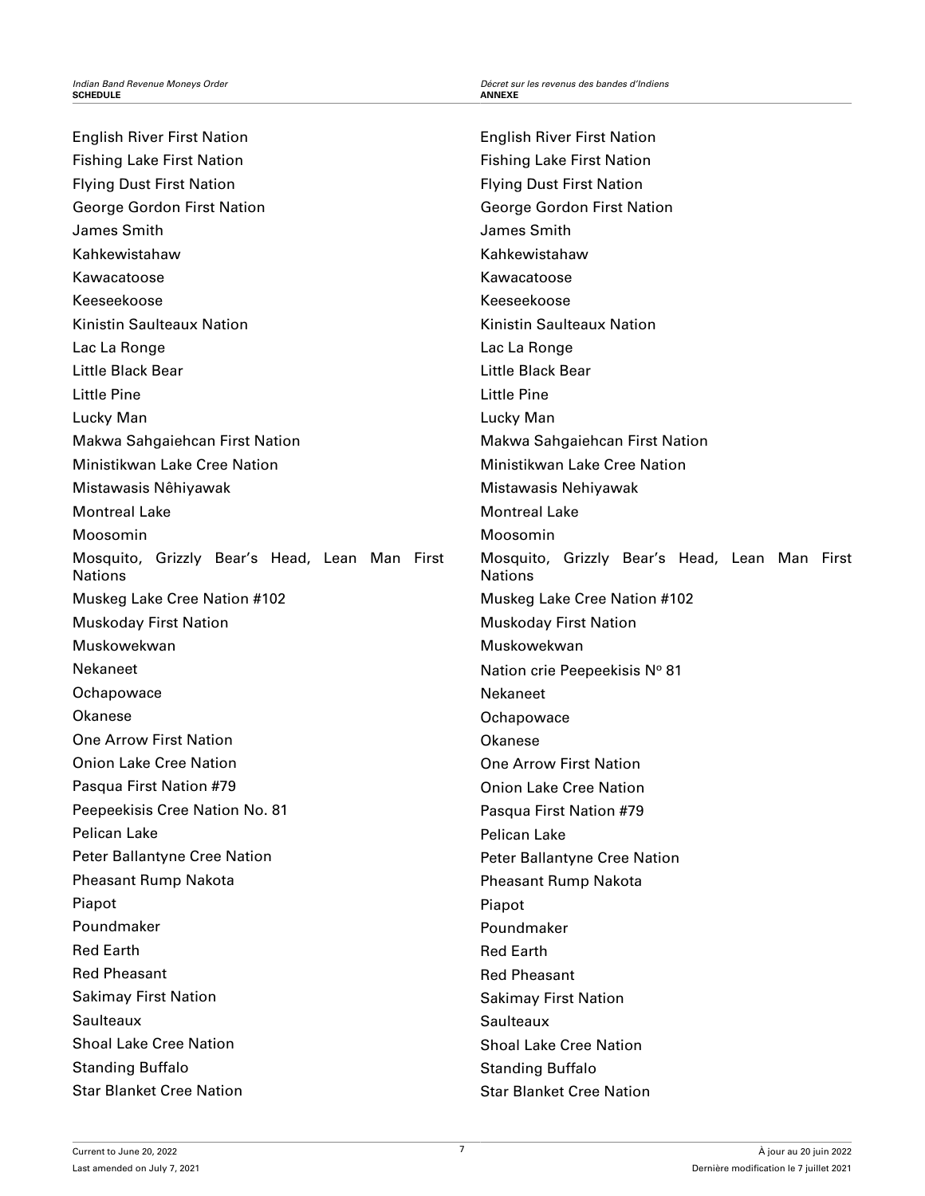English River First Nation
Fishing Lake First Nation
Flying Dust First Nation
George Gordon First Nation
James Smith
Kahkewistahaw
Kawacatoose
Keeseekoose
Kinistin Saulteaux Nation
Lac La Ronge
Little Black Bear
Little Pine
Lucky Man
Makwa Sahgaiehcan First Nation
Ministikwan Lake Cree Nation
Mistawasis Nêhiyawak
Montreal Lake
Moosomin
Mosquito, Grizzly Bear's Head, Lean Man First Nations
Muskeg Lake Cree Nation #102
Muskoday First Nation
Muskowekwan
Nekaneet
Ochapowace
Okanese
One Arrow First Nation
Onion Lake Cree Nation
Pasqua First Nation #79
Peepeekisis Cree Nation No. 81
Pelican Lake
Peter Ballantyne Cree Nation
Pheasant Rump Nakota
Piapot
Poundmaker
Red Earth
Red Pheasant
Sakimay First Nation
Saulteaux
Shoal Lake Cree Nation
Standing Buffalo
Star Blanket Cree Nation

English River First Nation
Fishing Lake First Nation
Flying Dust First Nation
George Gordon First Nation
James Smith
Kahkewistahaw
Kawacatoose
Keeseekoose
Kinistin Saulteaux Nation
Lac La Ronge
Little Black Bear
Little Pine
Lucky Man
Makwa Sahgaiehcan First Nation
Ministikwan Lake Cree Nation
Mistawasis Nehiyawak
Montreal Lake
Moosomin
Mosquito, Grizzly Bear's Head, Lean Man First Nations
Muskeg Lake Cree Nation #102
Muskoday First Nation
Muskowekwan
Nation crie Peepeekisis N° 81
Nekaneet
Ochapowace
Okanese
One Arrow First Nation
Onion Lake Cree Nation
Pasqua First Nation #79
Pelican Lake
Peter Ballantyne Cree Nation
Pheasant Rump Nakota
Piapot
Poundmaker
Red Earth
Red Pheasant
Sakimay First Nation
Saulteaux
Shoal Lake Cree Nation
Standing Buffalo
Star Blanket Cree Nation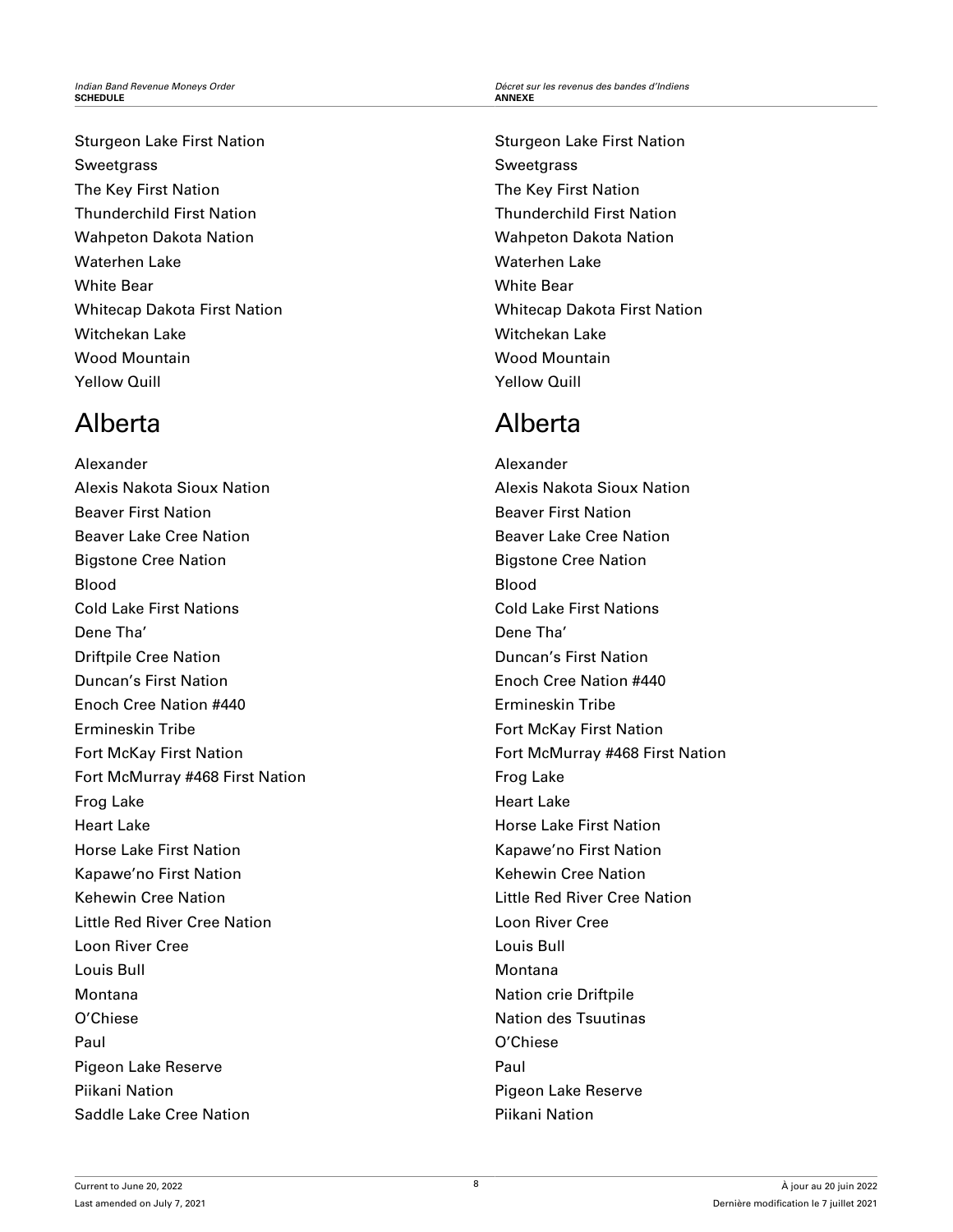Sturgeon Lake First Nation
Sweetgrass
The Key First Nation
Thunderchild First Nation
Wahpeton Dakota Nation
Waterhen Lake
White Bear
Whitecap Dakota First Nation
Witchekan Lake
Wood Mountain
Yellow Quill

## Alberta

Alexander
Alexis Nakota Sioux Nation
Beaver First Nation
Beaver Lake Cree Nation
Bigstone Cree Nation
Blood
Cold Lake First Nations
Dene Tha’
Driftpile Cree Nation
Duncan’s First Nation
Enoch Cree Nation #440
Ermineskin Tribe
Fort McKay First Nation
Fort McMurray #468 First Nation
Frog Lake
Heart Lake
Horse Lake First Nation
Kapawe’no First Nation
Kehewin Cree Nation
Little Red River Cree Nation
Loon River Cree
Louis Bull
Montana
O’Chiese
Paul
Pigeon Lake Reserve
Piikani Nation
Saddle Lake Cree Nation

Sturgeon Lake First Nation
Sweetgrass
The Key First Nation
Thunderchild First Nation
Wahpeton Dakota Nation
Waterhen Lake
White Bear
Whitecap Dakota First Nation
Witchekan Lake
Wood Mountain
Yellow Quill

## Alberta

Alexander
Alexis Nakota Sioux Nation
Beaver First Nation
Beaver Lake Cree Nation
Bigstone Cree Nation
Blood
Cold Lake First Nations
Dene Tha’
Duncan’s First Nation
Enoch Cree Nation #440
Ermineskin Tribe
Fort McKay First Nation
Fort McMurray #468 First Nation
Frog Lake
Heart Lake
Horse Lake First Nation
Kapawe’no First Nation
Kehewin Cree Nation
Little Red River Cree Nation
Loon River Cree
Louis Bull
Montana
Nation crie Driftpile
Nation des Tsuutinas
O’Chiese
Paul
Pigeon Lake Reserve
Piikani Nation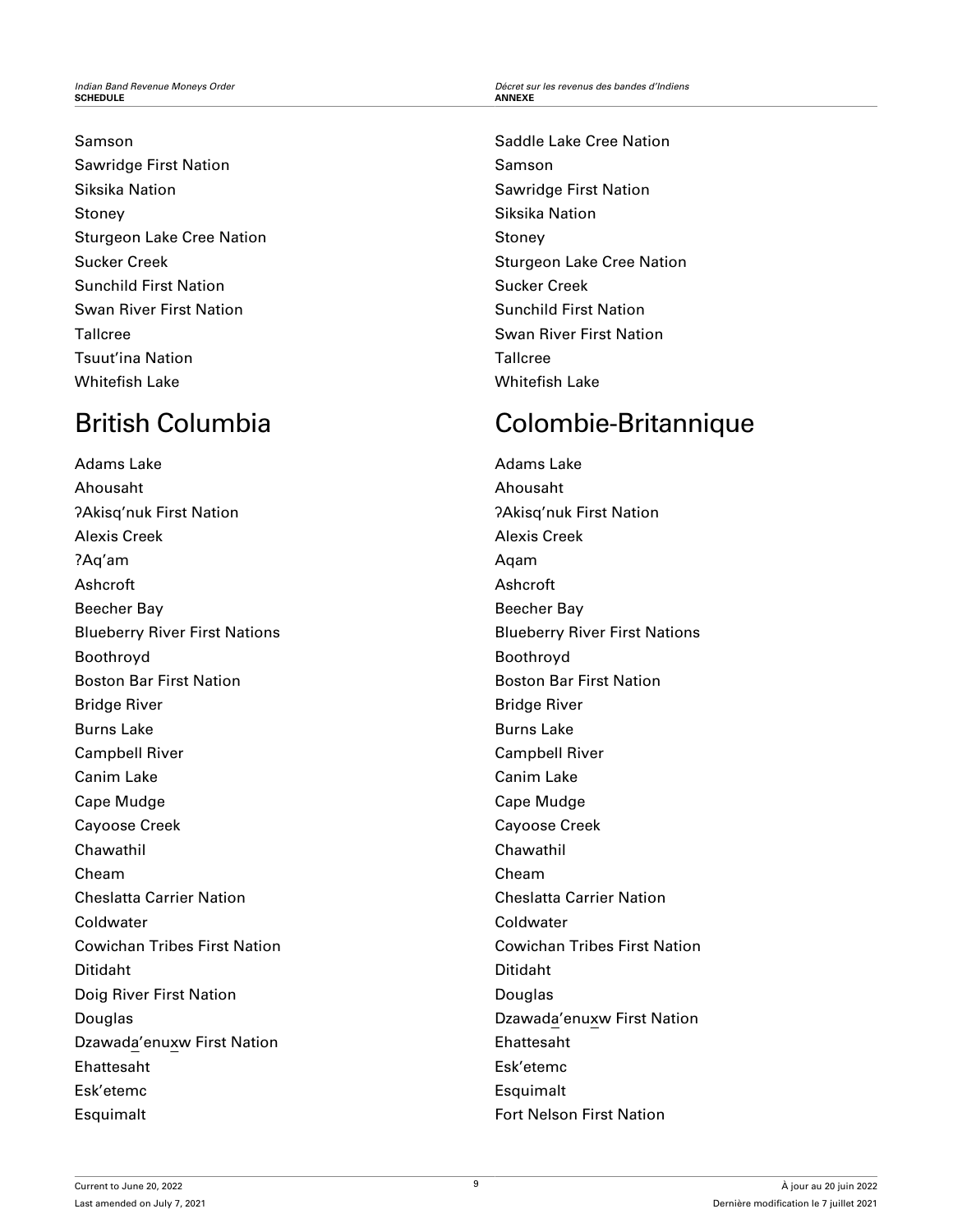Samson

Sawridge First Nation

Siksika Nation

Stoney

Sturgeon Lake Cree Nation

Sucker Creek

Sunchild First Nation

Swan River First Nation

Tallcree

Tsuut'ina Nation

Whitefish Lake

## British Columbia

Adams Lake

Ahousaht

ʔAkisq'nuk First Nation

Alexis Creek

ʔAq'am

Ashcroft

Beecher Bay

Blueberry River First Nations

Boothroyd

Boston Bar First Nation

Bridge River

Burns Lake

Campbell River

Canim Lake

Cape Mudge

Cayoose Creek

Chawathil

Cheam

Cheslatta Carrier Nation

Coldwater

Cowichan Tribes First Nation

Ditidaht

Doig River First Nation

Douglas

Dzawada̱'enux̱w First Nation

Ehattesaht

Esk'etemc

Esquimalt

Saddle Lake Cree Nation

Samson

Sawridge First Nation

Siksika Nation

Stoney

Sturgeon Lake Cree Nation

Sucker Creek

Sunchild First Nation

Swan River First Nation

Tallcree

Whitefish Lake

## Colombie-Britannique

Adams Lake

Ahousaht

ʔAkisq'nuk First Nation

Alexis Creek

Aqam

Ashcroft

Beecher Bay

Blueberry River First Nations

Boothroyd

Boston Bar First Nation

Bridge River

Burns Lake

Campbell River

Canim Lake

Cape Mudge

Cayoose Creek

Chawathil

Cheam

Cheslatta Carrier Nation

Coldwater

Cowichan Tribes First Nation

Ditidaht

Douglas

Dzawada̱'enux̱w First Nation

Ehattesaht

Esk'etemc

Esquimalt

Fort Nelson First Nation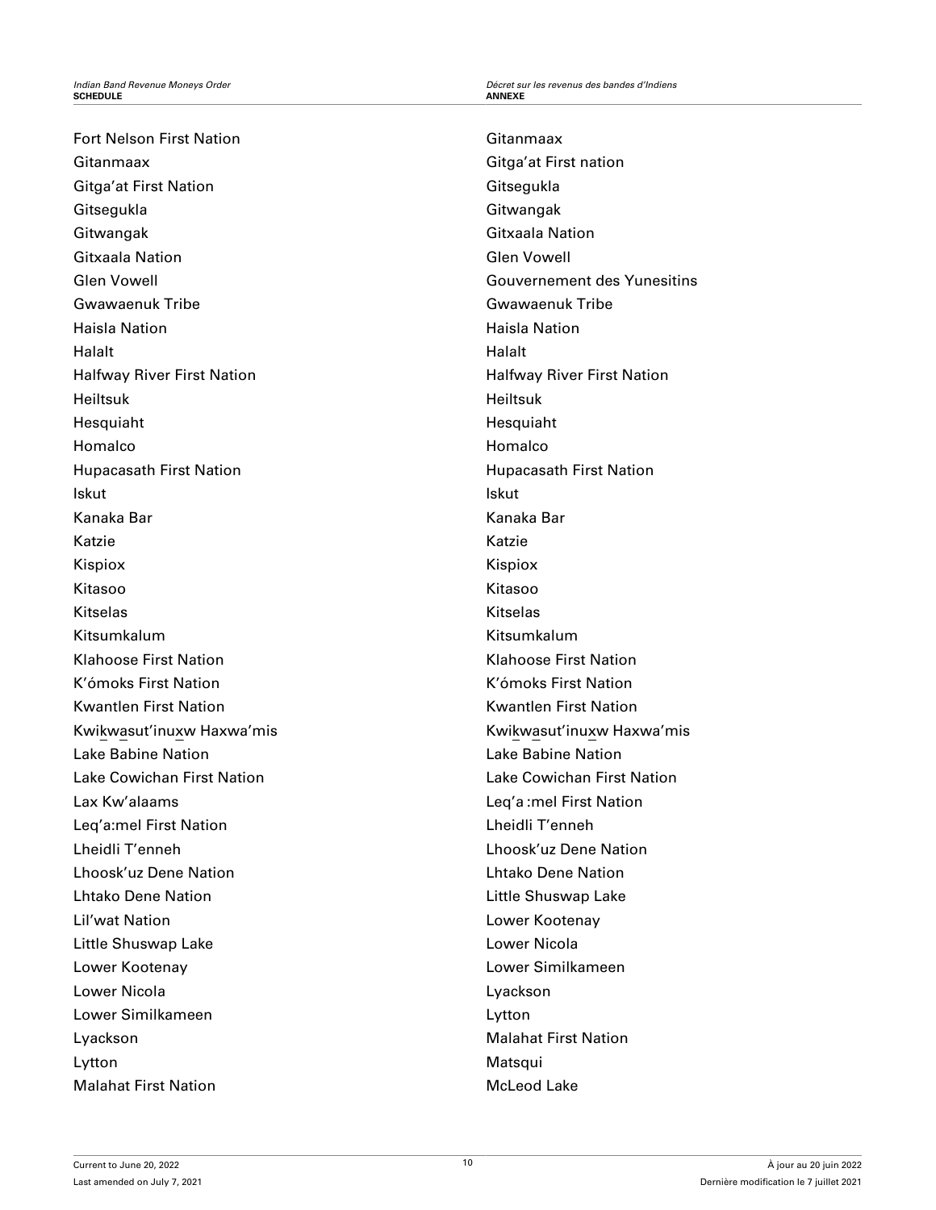Fort Nelson First Nation

Gitanmaax

Gitga’at First Nation

Gitsegukla

Gitwangak

Gitxaala Nation

Glen Vowell

Gwawaenuk Tribe

Haisla Nation

Halalt

Halfway River First Nation

Heiltsuk

Hesquiaht

Homalco

Hupacasath First Nation

Iskut

Kanaka Bar

Katzie

Kispiox

Kitasoo

Kitselas

Kitsumkalum

Klahoose First Nation

K’ómoks First Nation

Kwantlen First Nation

Kwikwasut’inuxw Haxwa’mis

Lake Babine Nation

Lake Cowichan First Nation

Lax Kw’alaams

Leq’a:mel First Nation

Lheidli T’enneh

Lhoosk’uz Dene Nation

Lhtako Dene Nation

Lil’wat Nation

Little Shuswap Lake

Lower Kootenay

Lower Nicola

Lower Similkameen

Lyackson

Lytton

Malahat First Nation

Gitanmaax

Gitga’at First nation

Gitsegukla

Gitwangak

Gitxaala Nation

Glen Vowell

Gouvernement des Yunesitins

Gwawaenuk Tribe

Haisla Nation

Halalt

Halfway River First Nation

Heiltsuk

Hesquiaht

Homalco

Hupacasath First Nation

Iskut

Kanaka Bar

Katzie

Kispiox

Kitasoo

Kitselas

Kitsumkalum

Klahoose First Nation

K’ómoks First Nation

Kwantlen First Nation

Kwikwasut’inuxw Haxwa’mis

Lake Babine Nation

Lake Cowichan First Nation

Leq’a :mel First Nation

Lheidli T’enneh

Lhoosk’uz Dene Nation

Lhtako Dene Nation

Little Shuswap Lake

Lower Kootenay

Lower Nicola

Lower Similkameen

Lyackson

Lytton

Malahat First Nation

Matsqui

McLeod Lake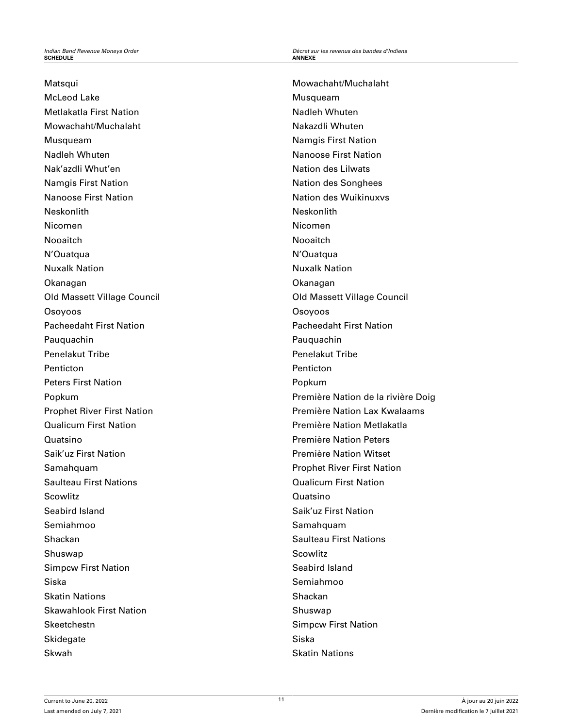Matsqui

McLeod Lake

Metlakatla First Nation

Mowachaht/Muchalaht

Musqueam

Nadleh Whuten

Nak'azdli Whut'en

Namgis First Nation

Nanoose First Nation

Neskonlith

Nicomen

Nooaitch

N'Quatqua

Nuxalk Nation

Okanagan

Old Massett Village Council

Osoyoos

Pacheedaht First Nation

Pauquachin

Penelakut Tribe

Penticton

Peters First Nation

Popkum

Prophet River First Nation

Qualicum First Nation

Quatsino

Saik'uz First Nation

Samahquam

Saulteau First Nations

Scowlitz

Seabird Island

Semiahmoo

Shackan

Shuswap

Simpcw First Nation

Siska

Skatin Nations

Skawahlook First Nation

Skeetchestn

Skidegate

Skwah

Mowachaht/Muchalaht

Musqueam

Nadleh Whuten

Nakazdli Whuten

Namgis First Nation

Nanoose First Nation

Nation des Lilwats

Nation des Songhees

Nation des Wuikinuxvs

Neskonlith

Nicomen

Nooaitch

N'Quatqua

Nuxalk Nation

Okanagan

Old Massett Village Council

Osoyoos

Pacheedaht First Nation

Pauquachin

Penelakut Tribe

Penticton

Popkum

Première Nation de la rivière Doig

Première Nation Lax Kwalaams

Première Nation Metlakatla

Première Nation Peters

Première Nation Witset

Prophet River First Nation

Qualicum First Nation

Quatsino

Saik'uz First Nation

Samahquam

Saulteau First Nations

Scowlitz

Seabird Island

Semiahmoo

Shackan

Shuswap

Simpcw First Nation

Siska

Skatin Nations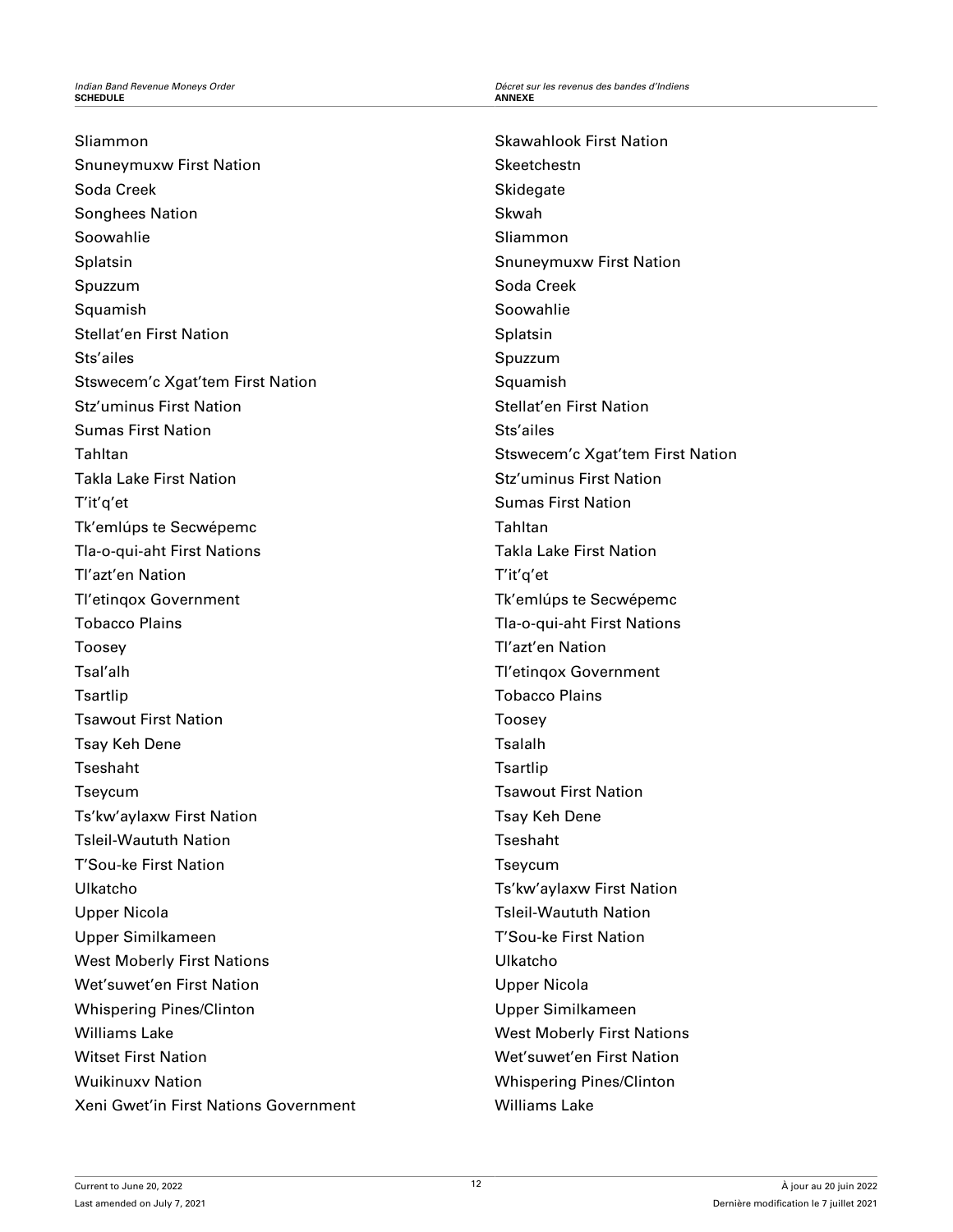Sliammon

Snuneymuxw First Nation

Soda Creek

Songhees Nation

Soowahlie

Splatsin

Spuzzum

Squamish

Stellat'en First Nation

Sts'ailes

Stswecem'c Xgat'tem First Nation

Stz'uminus First Nation

Sumas First Nation

Tahltan

Takla Lake First Nation

T'it'q'et

Tk'emlúps te Secwépemc

Tla-o-qui-aht First Nations

Tl'azt'en Nation

Tl'etinqox Government

Tobacco Plains

Toosey

Tsal'alh

Tsartlip

Tsawout First Nation

Tsay Keh Dene

Tseshaht

Tseycum

Ts'kw'aylaxw First Nation

Tsleil-Waututh Nation

T'Sou-ke First Nation

Ulkatcho

Upper Nicola

Upper Similkameen

West Moberly First Nations

Wet'suwet'en First Nation

Whispering Pines/Clinton

Williams Lake

Witset First Nation

Wuikinuxv Nation

Xeni Gwet'in First Nations Government

Skawahlook First Nation

Skeetchestn

Skidegate

Skwah

Sliammon

Snuneymuxw First Nation

Soda Creek

Soowahlie

Splatsin

Spuzzum

Squamish

Stellat'en First Nation

Sts'ailes

Stswecem'c Xgat'tem First Nation

Stz'uminus First Nation

Sumas First Nation

Tahltan

Takla Lake First Nation

T'it'q'et

Tk'emlúps te Secwépemc

Tla-o-qui-aht First Nations

Tl'azt'en Nation

Tl'etinqox Government

Tobacco Plains

Toosey

Tsalalh

Tsartlip

Tsawout First Nation

Tsay Keh Dene

Tseshaht

Tseycum

Ts'kw'aylaxw First Nation

Tsleil-Waututh Nation

T'Sou-ke First Nation

Ulkatcho

Upper Nicola

Upper Similkameen

West Moberly First Nations

Wet'suwet'en First Nation

Whispering Pines/Clinton

Williams Lake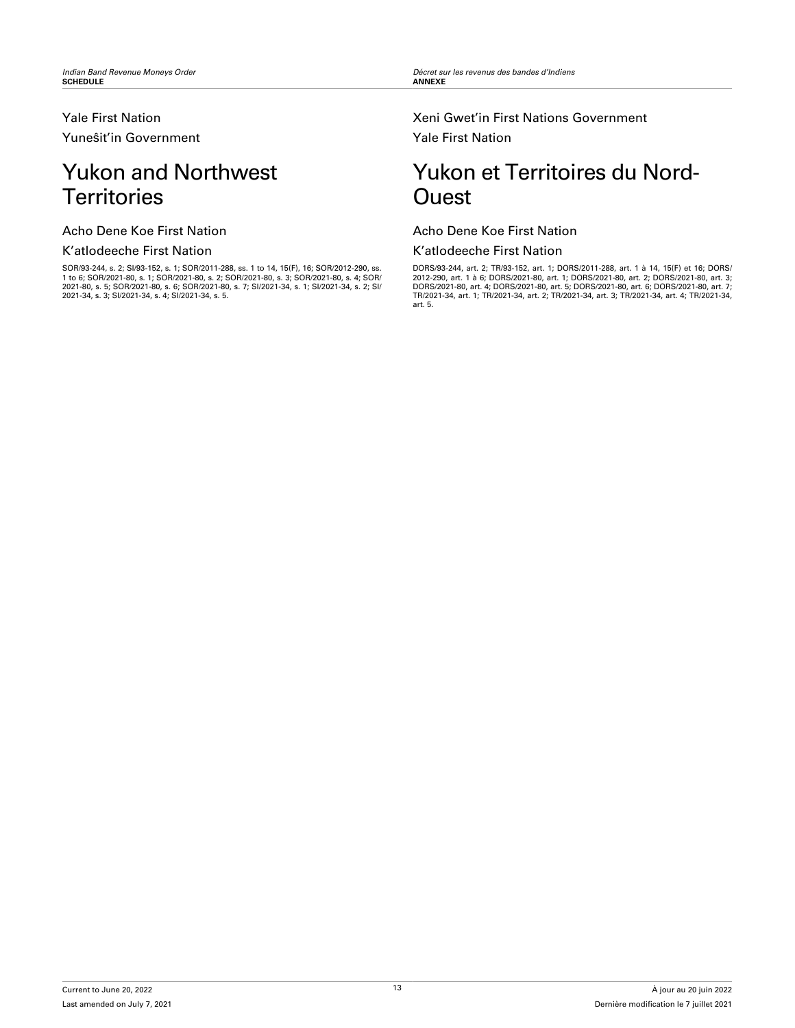Yale First Nation

Yuneŝit'in Government

## Yukon and Northwest Territories

Acho Dene Koe First Nation

K'atlodeeche First Nation

SOR/93-244, s. 2; SI/93-152, s. 1; SOR/2011-288, ss. 1 to 14, 15(F), 16; SOR/2012-290, ss. 1 to 6; SOR/2021-80, s. 1; SOR/2021-80, s. 2; SOR/2021-80, s. 3; SOR/2021-80, s. 4; SOR/2021-80, s. 5; SOR/2021-80, s. 6; SOR/2021-80, s. 7; SI/2021-34, s. 1; SI/2021-34, s. 2; SI/2021-34, s. 3; SI/2021-34, s. 4; SI/2021-34, s. 5.

Xeni Gwet'in First Nations Government

Yale First Nation

## Yukon et Territoires du Nord-Ouest

Acho Dene Koe First Nation

K'atlodeeche First Nation

DORS/93-244, art. 2; TR/93-152, art. 1; DORS/2011-288, art. 1 à 14, 15(F) et 16; DORS/2012-290, art. 1 à 6; DORS/2021-80, art. 1; DORS/2021-80, art. 2; DORS/2021-80, art. 3; DORS/2021-80, art. 4; DORS/2021-80, art. 5; DORS/2021-80, art. 6; DORS/2021-80, art. 7; TR/2021-34, art. 1; TR/2021-34, art. 2; TR/2021-34, art. 3; TR/2021-34, art. 4; TR/2021-34, art. 5.